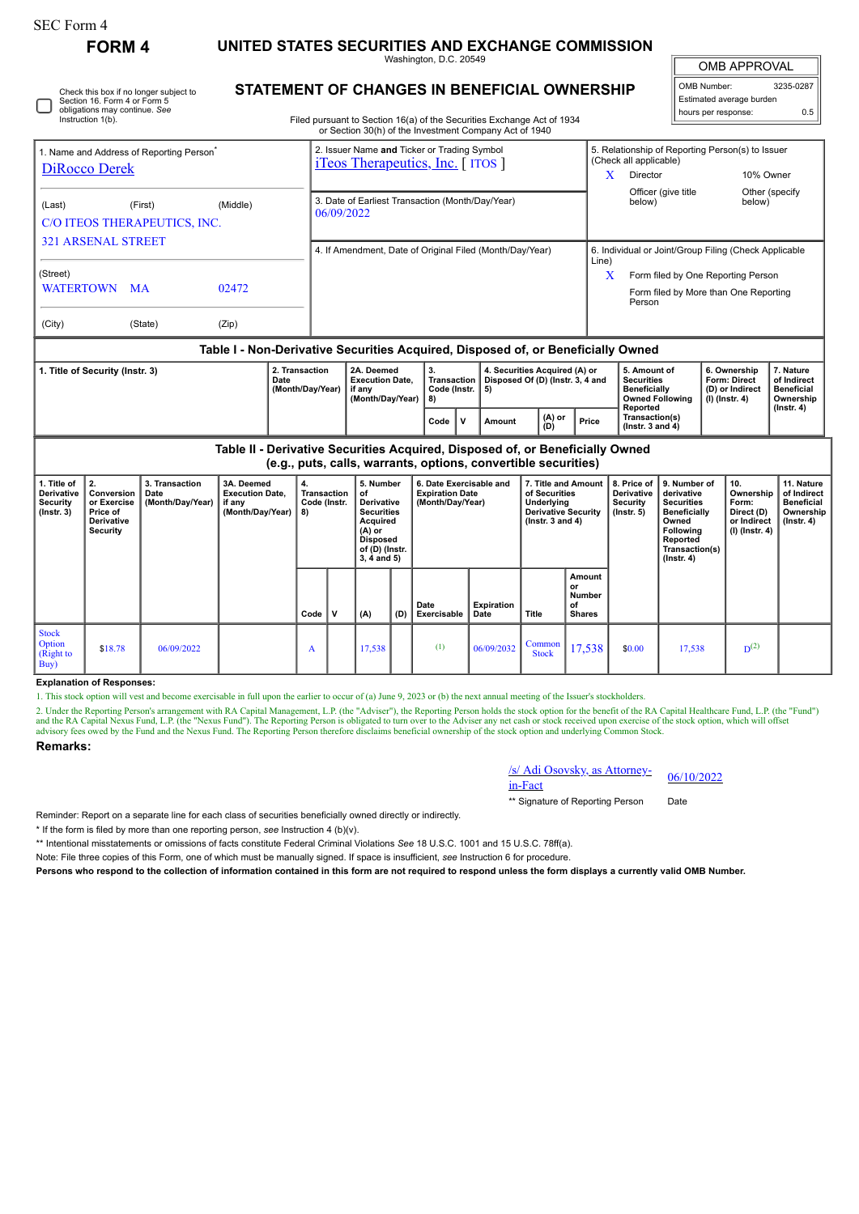SEC Form 4

**FORM 4**

# UNITED STATES SECURITIES AND EXCHANGE COMMISSION

Washington, D.C. 20549

## STATEMENT OF CHANGES IN BENEFICIAL OWNERSHIP

Filed pursuant to Section 16(a) of the Securities Exchange Act of 1934 or Section 30(h) of the Investment Company Act of 1940

| OMB APPROVAL | |
|---|---|
| OMB Number: | 3235-0287 |
| Estimated average burden | |
| hours per response: | 0.5 |

☐ Check this box if no longer subject to Section 16. Form 4 or Form 5 obligations may continue. *See* Instruction 1(b).

1. Name and Address of Reporting Person*
DiRocco Derek

(Last) (First) (Middle)
C/O ITEOS THERAPEUTICS, INC.
321 ARSENAL STREET

(Street)
WATERTOWN MA 02472

(City) (State) (Zip)

2. Issuer Name **and** Ticker or Trading Symbol
iTeos Therapeutics, Inc. [ ITOS ]

3. Date of Earliest Transaction (Month/Day/Year)
06/09/2022

4. If Amendment, Date of Original Filed (Month/Day/Year)

5. Relationship of Reporting Person(s) to Issuer (Check all applicable)
X Director
10% Owner
Officer (give title below)
Other (specify below)

6. Individual or Joint/Group Filing (Check Applicable Line)
X Form filed by One Reporting Person
Form filed by More than One Reporting Person

### Table I - Non-Derivative Securities Acquired, Disposed of, or Beneficially Owned

| 1. Title of Security (Instr. 3) | 2. Transaction Date (Month/Day/Year) | 2A. Deemed Execution Date, if any (Month/Day/Year) | 3. Transaction Code (Instr. 8) | | 4. Securities Acquired (A) or Disposed Of (D) (Instr. 3, 4 and 5) | | | 5. Amount of Securities Beneficially Owned Following Reported Transaction(s) (Instr. 3 and 4) | 6. Ownership Form: Direct (D) or Indirect (I) (Instr. 4) | 7. Nature of Indirect Beneficial Ownership (Instr. 4) |
|---|---|---|---|---|---|---|---|---|---|---|
| | | | Code | V | Amount | (A) or (D) | Price | | | |

### Table II - Derivative Securities Acquired, Disposed of, or Beneficially Owned (e.g., puts, calls, warrants, options, convertible securities)

| 1. Title of Derivative Security (Instr. 3) | 2. Conversion or Exercise Price of Derivative Security | 3. Transaction Date (Month/Day/Year) | 3A. Deemed Execution Date, if any (Month/Day/Year) | 4. Transaction Code (Instr. 8) | | 5. Number of Derivative Securities Acquired (A) or Disposed of (D) (Instr. 3, 4 and 5) | | 6. Date Exercisable and Expiration Date (Month/Day/Year) | | 7. Title and Amount of Securities Underlying Derivative Security (Instr. 3 and 4) | | 8. Price of Derivative Security (Instr. 5) | 9. Number of derivative Securities Beneficially Owned Following Reported Transaction(s) (Instr. 4) | 10. Ownership Form: Direct (D) or Indirect (I) (Instr. 4) | 11. Nature of Indirect Beneficial Ownership (Instr. 4) |
|---|---|---|---|---|---|---|---|---|---|---|---|---|---|---|---|
| | | | | Code | V | (A) | (D) | Date Exercisable | Expiration Date | Title | Amount or Number of Shares | | | | |
| Stock Option (Right to Buy) | $18.78 | 06/09/2022 | | A | | 17,538 | | (1) | 06/09/2032 | Common Stock | 17,538 | $0.00 | 17,538 | D(2) | |

**Explanation of Responses:**

1. This stock option will vest and become exercisable in full upon the earlier to occur of (a) June 9, 2023 or (b) the next annual meeting of the Issuer's stockholders.

2. Under the Reporting Person's arrangement with RA Capital Management, L.P. (the "Adviser"), the Reporting Person holds the stock option for the benefit of the RA Capital Healthcare Fund, L.P. (the "Fund") and the RA Capital Nexus Fund, L.P. (the "Nexus Fund"). The Reporting Person is obligated to turn over to the Adviser any net cash or stock received upon exercise of the stock option, which will offset advisory fees owed by the Fund and the Nexus Fund. The Reporting Person therefore disclaims beneficial ownership of the stock option and underlying Common Stock.

**Remarks:**

/s/ Adi Osovsky, as Attorney-in-Fact — 06/10/2022

** Signature of Reporting Person — Date

Reminder: Report on a separate line for each class of securities beneficially owned directly or indirectly.

* If the form is filed by more than one reporting person, *see* Instruction 4 (b)(v).

** Intentional misstatements or omissions of facts constitute Federal Criminal Violations *See* 18 U.S.C. 1001 and 15 U.S.C. 78ff(a).

Note: File three copies of this Form, one of which must be manually signed. If space is insufficient, *see* Instruction 6 for procedure.

**Persons who respond to the collection of information contained in this form are not required to respond unless the form displays a currently valid OMB Number.**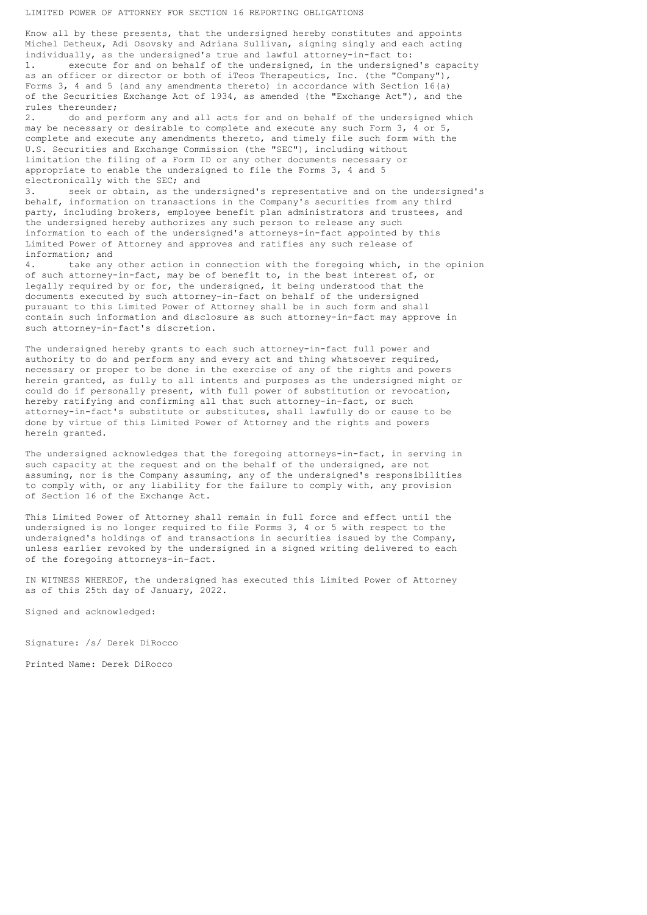# LIMITED POWER OF ATTORNEY FOR SECTION 16 REPORTING OBLIGATIONS

Know all by these presents, that the undersigned hereby constitutes and appoints Michel Detheux, Adi Osovsky and Adriana Sullivan, signing singly and each acting individually, as the undersigned's true and lawful attorney-in-fact to:

1. execute for and on behalf of the undersigned, in the undersigned's capacity as an officer or director or both of iTeos Therapeutics, Inc. (the "Company"), Forms 3, 4 and 5 (and any amendments thereto) in accordance with Section 16(a) of the Securities Exchange Act of 1934, as amended (the "Exchange Act"), and the rules thereunder;
2. do and perform any and all acts for and on behalf of the undersigned which may be necessary or desirable to complete and execute any such Form 3, 4 or 5, complete and execute any amendments thereto, and timely file such form with the U.S. Securities and Exchange Commission (the "SEC"), including without limitation the filing of a Form ID or any other documents necessary or appropriate to enable the undersigned to file the Forms 3, 4 and 5 electronically with the SEC; and
3. seek or obtain, as the undersigned's representative and on the undersigned's behalf, information on transactions in the Company's securities from any third party, including brokers, employee benefit plan administrators and trustees, and the undersigned hereby authorizes any such person to release any such information to each of the undersigned's attorneys-in-fact appointed by this Limited Power of Attorney and approves and ratifies any such release of information; and
4. take any other action in connection with the foregoing which, in the opinion of such attorney-in-fact, may be of benefit to, in the best interest of, or legally required by or for, the undersigned, it being understood that the documents executed by such attorney-in-fact on behalf of the undersigned pursuant to this Limited Power of Attorney shall be in such form and shall contain such information and disclosure as such attorney-in-fact may approve in such attorney-in-fact's discretion.

The undersigned hereby grants to each such attorney-in-fact full power and authority to do and perform any and every act and thing whatsoever required, necessary or proper to be done in the exercise of any of the rights and powers herein granted, as fully to all intents and purposes as the undersigned might or could do if personally present, with full power of substitution or revocation, hereby ratifying and confirming all that such attorney-in-fact, or such attorney-in-fact's substitute or substitutes, shall lawfully do or cause to be done by virtue of this Limited Power of Attorney and the rights and powers herein granted.

The undersigned acknowledges that the foregoing attorneys-in-fact, in serving in such capacity at the request and on the behalf of the undersigned, are not assuming, nor is the Company assuming, any of the undersigned's responsibilities to comply with, or any liability for the failure to comply with, any provision of Section 16 of the Exchange Act.

This Limited Power of Attorney shall remain in full force and effect until the undersigned is no longer required to file Forms 3, 4 or 5 with respect to the undersigned's holdings of and transactions in securities issued by the Company, unless earlier revoked by the undersigned in a signed writing delivered to each of the foregoing attorneys-in-fact.

IN WITNESS WHEREOF, the undersigned has executed this Limited Power of Attorney as of this 25th day of January, 2022.

Signed and acknowledged:

Signature: /s/ Derek DiRocco

Printed Name: Derek DiRocco